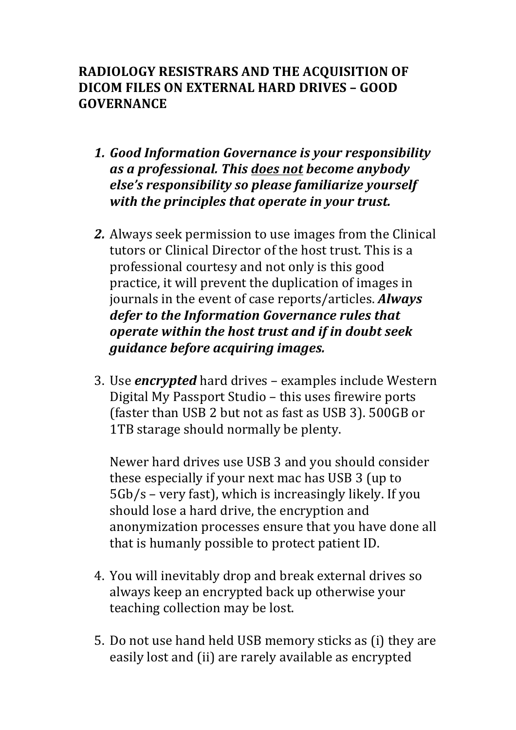# RADIOLOGY RESISTRARS AND THE ACQUISITION OF DICOM FILES ON EXTERNAL HARD DRIVES – GOOD GOVERNANCE

1. ***Good Information Governance is your responsibility as a professional. This <u>does not</u> become anybody else's responsibility so please familiarize yourself with the principles that operate in your trust.***

2. Always seek permission to use images from the Clinical tutors or Clinical Director of the host trust. This is a professional courtesy and not only is this good practice, it will prevent the duplication of images in journals in the event of case reports/articles. ***Always defer to the Information Governance rules that operate within the host trust and if in doubt seek guidance before acquiring images.***

3. Use ***encrypted*** hard drives – examples include Western Digital My Passport Studio – this uses firewire ports (faster than USB 2 but not as fast as USB 3). 500GB or 1TB starage should normally be plenty.

   Newer hard drives use USB 3 and you should consider these especially if your next mac has USB 3 (up to 5Gb/s – very fast), which is increasingly likely. If you should lose a hard drive, the encryption and anonymization processes ensure that you have done all that is humanly possible to protect patient ID.

4. You will inevitably drop and break external drives so always keep an encrypted back up otherwise your teaching collection may be lost.

5. Do not use hand held USB memory sticks as (i) they are easily lost and (ii) are rarely available as encrypted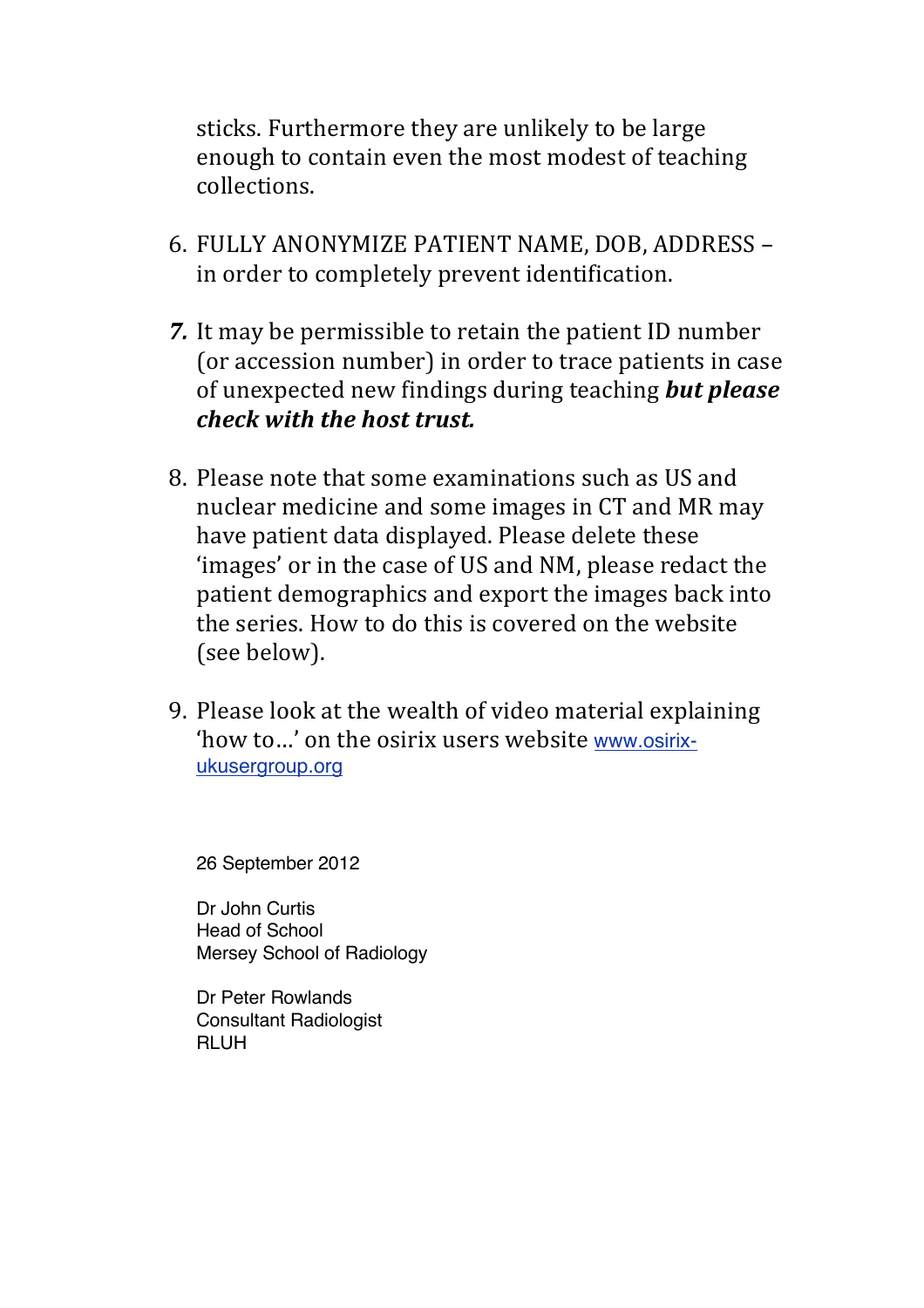sticks. Furthermore they are unlikely to be large enough to contain even the most modest of teaching collections.

6. FULLY ANONYMIZE PATIENT NAME, DOB, ADDRESS – in order to completely prevent identification.

7. It may be permissible to retain the patient ID number (or accession number) in order to trace patients in case of unexpected new findings during teaching ***but please check with the host trust.***

8. Please note that some examinations such as US and nuclear medicine and some images in CT and MR may have patient data displayed. Please delete these 'images' or in the case of US and NM, please redact the patient demographics and export the images back into the series. How to do this is covered on the website (see below).

9. Please look at the wealth of video material explaining 'how to…' on the osirix users website www.osirix-ukusergroup.org

26 September 2012

Dr John Curtis
Head of School
Mersey School of Radiology

Dr Peter Rowlands
Consultant Radiologist
RLUH